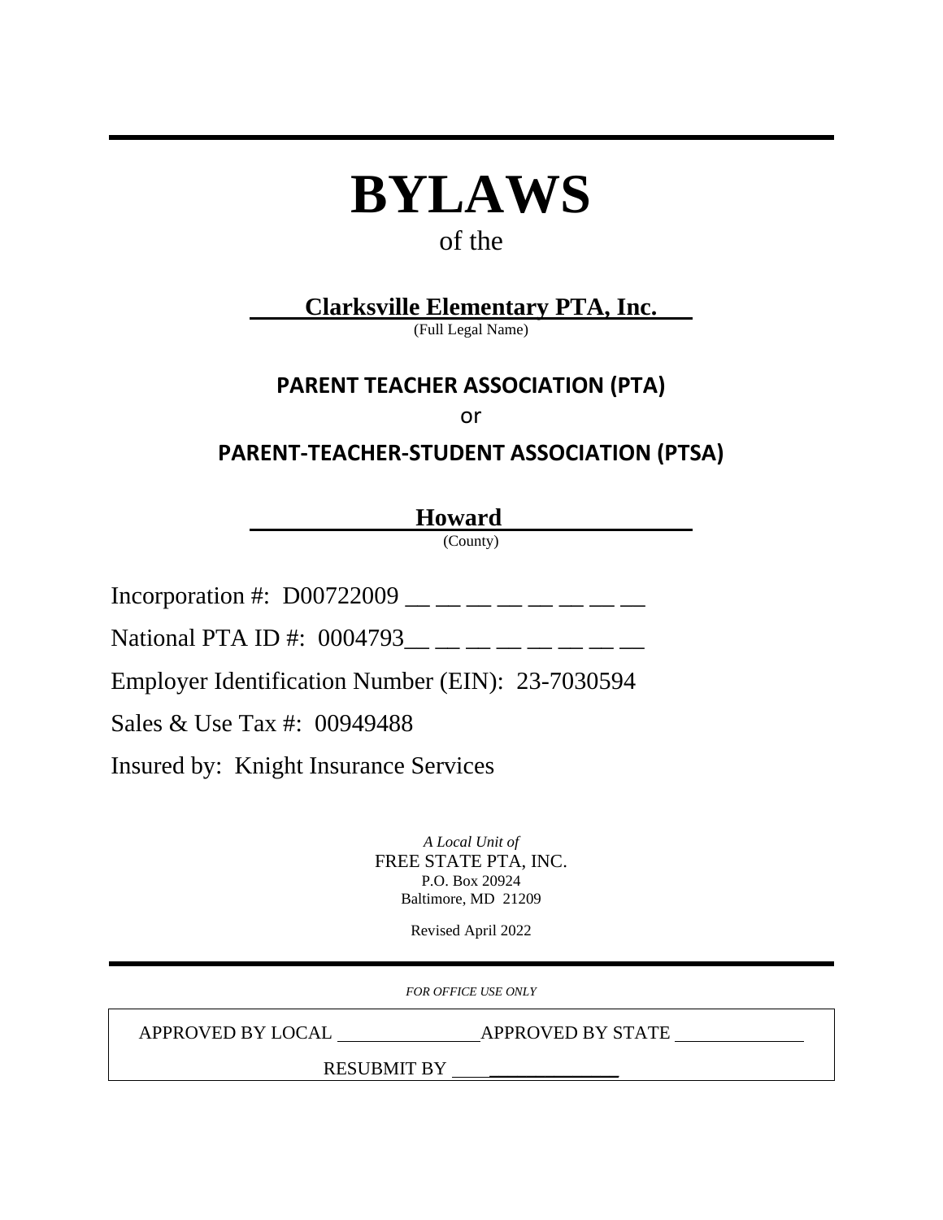# BYLAWS

of the

**Clarksville Elementary PTA, Inc.**
(Full Legal Name)

**PARENT TEACHER ASSOCIATION (PTA)**

or

**PARENT-TEACHER-STUDENT ASSOCIATION (PTSA)**

**Howard**
(County)

Incorporation #: D00722009 __ __ __ __ __ __ __ __

National PTA ID #: 0004793__ __ __ __ __ __ __ __

Employer Identification Number (EIN): 23-7030594

Sales & Use Tax #: 00949488

Insured by: Knight Insurance Services

*A Local Unit of*
FREE STATE PTA, INC.
P.O. Box 20924
Baltimore, MD 21209

Revised April 2022

*FOR OFFICE USE ONLY*

APPROVED BY LOCAL ______________ APPROVED BY STATE ______________

RESUBMIT BY ______________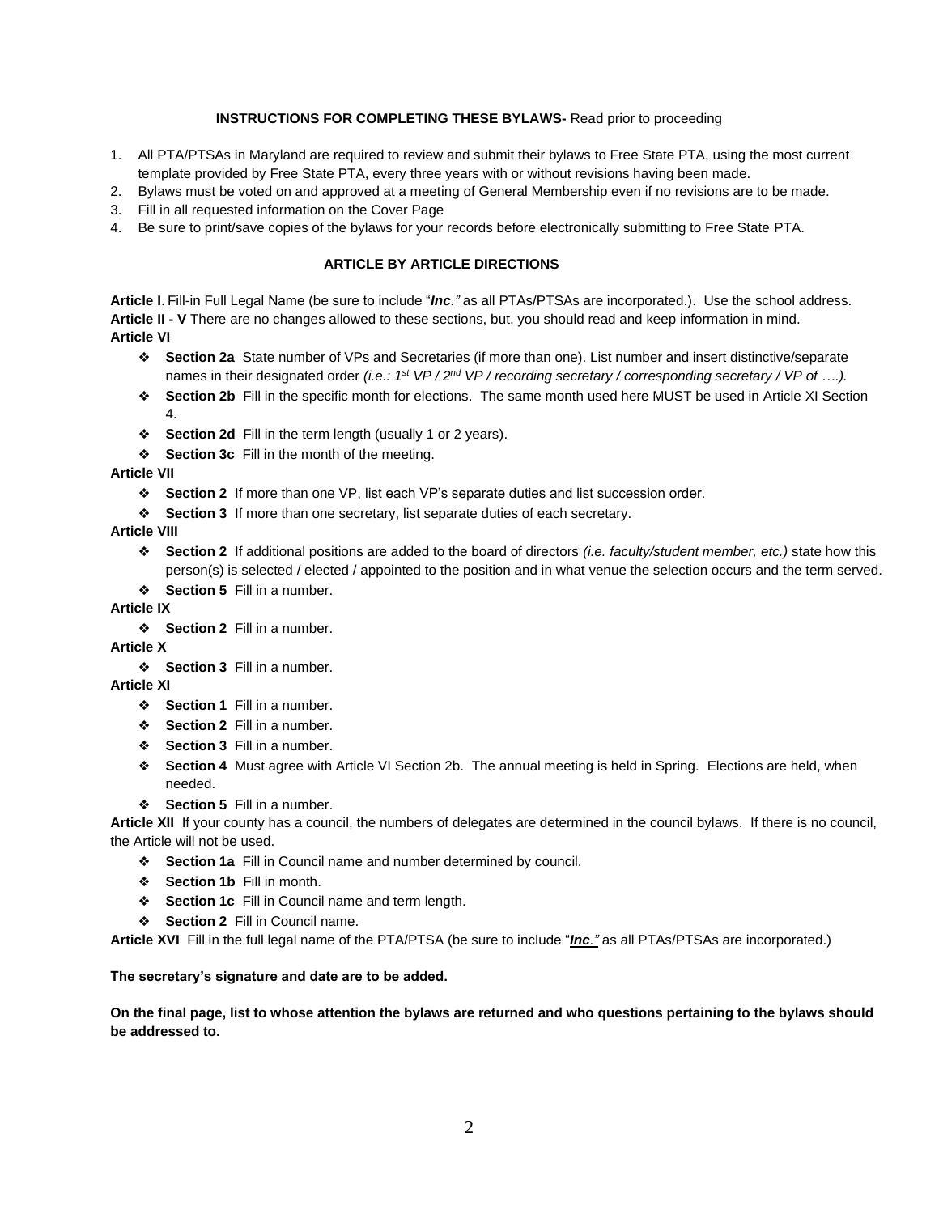**INSTRUCTIONS FOR COMPLETING THESE BYLAWS-** Read prior to proceeding

1. All PTA/PTSAs in Maryland are required to review and submit their bylaws to Free State PTA, using the most current template provided by Free State PTA, every three years with or without revisions having been made.
2. Bylaws must be voted on and approved at a meeting of General Membership even if no revisions are to be made.
3. Fill in all requested information on the Cover Page
4. Be sure to print/save copies of the bylaws for your records before electronically submitting to Free State PTA.

**ARTICLE BY ARTICLE DIRECTIONS**

**Article I**. Fill-in Full Legal Name (be sure to include "***Inc.***" as all PTAs/PTSAs are incorporated.). Use the school address.
**Article II - V** There are no changes allowed to these sections, but, you should read and keep information in mind.
**Article VI**

- **Section 2a** State number of VPs and Secretaries (if more than one). List number and insert distinctive/separate names in their designated order *(i.e.: 1st VP / 2nd VP / recording secretary / corresponding secretary / VP of ….).*
- **Section 2b** Fill in the specific month for elections. The same month used here MUST be used in Article XI Section 4.
- **Section 2d** Fill in the term length (usually 1 or 2 years).
- **Section 3c** Fill in the month of the meeting.

**Article VII**

- **Section 2** If more than one VP, list each VP's separate duties and list succession order.
- **Section 3** If more than one secretary, list separate duties of each secretary.

**Article VIII**

- **Section 2** If additional positions are added to the board of directors *(i.e. faculty/student member, etc.)* state how this person(s) is selected / elected / appointed to the position and in what venue the selection occurs and the term served.
- **Section 5** Fill in a number.

**Article IX**

- **Section 2** Fill in a number.

**Article X**

- **Section 3** Fill in a number.

**Article XI**

- **Section 1** Fill in a number.
- **Section 2** Fill in a number.
- **Section 3** Fill in a number.
- **Section 4** Must agree with Article VI Section 2b. The annual meeting is held in Spring. Elections are held, when needed.
- **Section 5** Fill in a number.

**Article XII** If your county has a council, the numbers of delegates are determined in the council bylaws. If there is no council, the Article will not be used.

- **Section 1a** Fill in Council name and number determined by council.
- **Section 1b** Fill in month.
- **Section 1c** Fill in Council name and term length.
- **Section 2** Fill in Council name.

**Article XVI** Fill in the full legal name of the PTA/PTSA (be sure to include "***Inc.***" as all PTAs/PTSAs are incorporated.)

**The secretary's signature and date are to be added.**

**On the final page, list to whose attention the bylaws are returned and who questions pertaining to the bylaws should be addressed to.**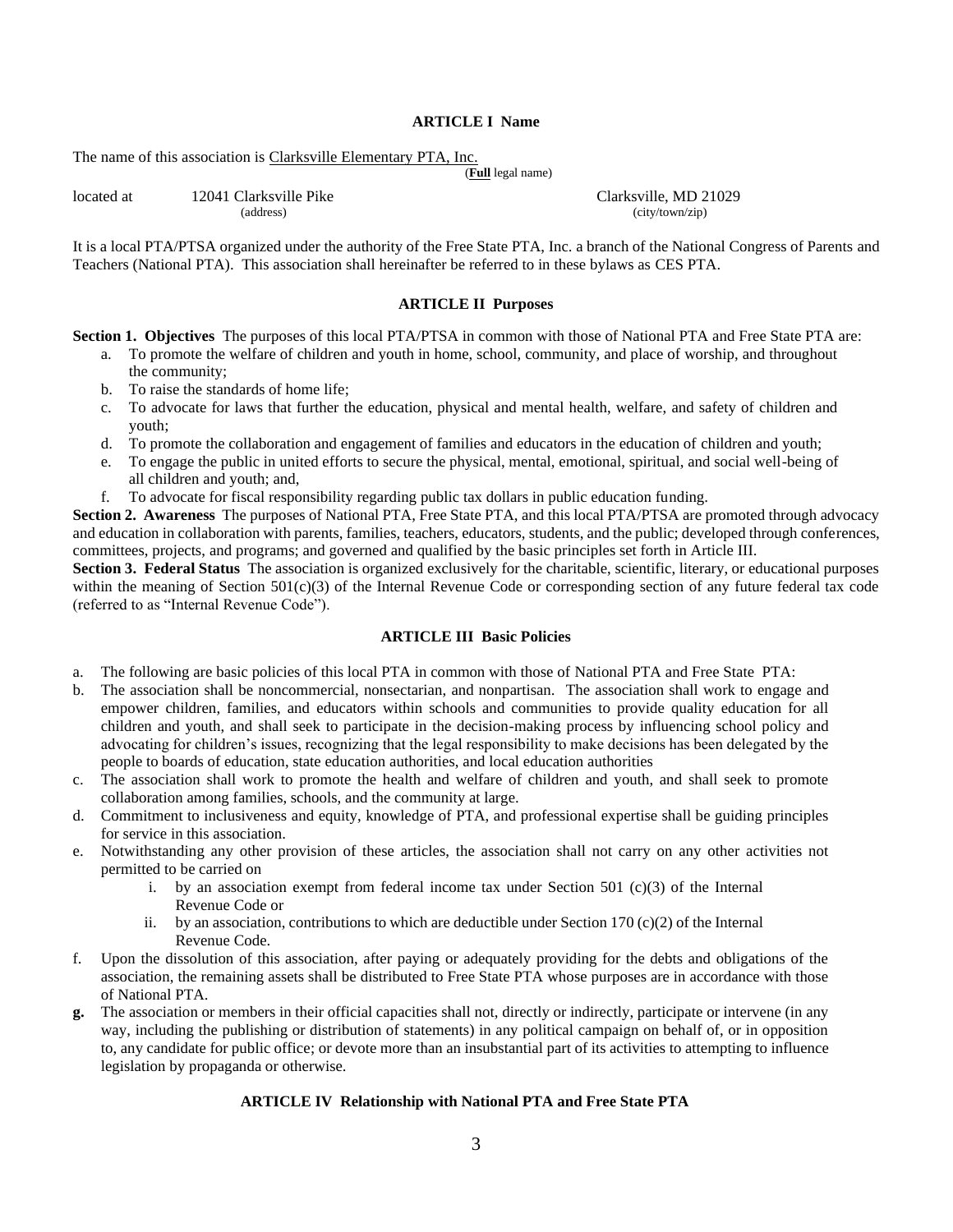## ARTICLE I Name

The name of this association is Clarksville Elementary PTA, Inc.
(**Full** legal name)

located at 12041 Clarksville Pike (address) Clarksville, MD 21029 (city/town/zip)

It is a local PTA/PTSA organized under the authority of the Free State PTA, Inc. a branch of the National Congress of Parents and Teachers (National PTA). This association shall hereinafter be referred to in these bylaws as CES PTA.

## ARTICLE II Purposes

**Section 1. Objectives** The purposes of this local PTA/PTSA in common with those of National PTA and Free State PTA are:

a. To promote the welfare of children and youth in home, school, community, and place of worship, and throughout the community;
b. To raise the standards of home life;
c. To advocate for laws that further the education, physical and mental health, welfare, and safety of children and youth;
d. To promote the collaboration and engagement of families and educators in the education of children and youth;
e. To engage the public in united efforts to secure the physical, mental, emotional, spiritual, and social well-being of all children and youth; and,
f. To advocate for fiscal responsibility regarding public tax dollars in public education funding.

**Section 2. Awareness** The purposes of National PTA, Free State PTA, and this local PTA/PTSA are promoted through advocacy and education in collaboration with parents, families, teachers, educators, students, and the public; developed through conferences, committees, projects, and programs; and governed and qualified by the basic principles set forth in Article III.

**Section 3. Federal Status** The association is organized exclusively for the charitable, scientific, literary, or educational purposes within the meaning of Section 501(c)(3) of the Internal Revenue Code or corresponding section of any future federal tax code (referred to as "Internal Revenue Code").

## ARTICLE III Basic Policies

a. The following are basic policies of this local PTA in common with those of National PTA and Free State PTA:
b. The association shall be noncommercial, nonsectarian, and nonpartisan. The association shall work to engage and empower children, families, and educators within schools and communities to provide quality education for all children and youth, and shall seek to participate in the decision-making process by influencing school policy and advocating for children's issues, recognizing that the legal responsibility to make decisions has been delegated by the people to boards of education, state education authorities, and local education authorities
c. The association shall work to promote the health and welfare of children and youth, and shall seek to promote collaboration among families, schools, and the community at large.
d. Commitment to inclusiveness and equity, knowledge of PTA, and professional expertise shall be guiding principles for service in this association.
e. Notwithstanding any other provision of these articles, the association shall not carry on any other activities not permitted to be carried on
   i. by an association exempt from federal income tax under Section 501 (c)(3) of the Internal Revenue Code or
   ii. by an association, contributions to which are deductible under Section 170 (c)(2) of the Internal Revenue Code.
f. Upon the dissolution of this association, after paying or adequately providing for the debts and obligations of the association, the remaining assets shall be distributed to Free State PTA whose purposes are in accordance with those of National PTA.
**g.** The association or members in their official capacities shall not, directly or indirectly, participate or intervene (in any way, including the publishing or distribution of statements) in any political campaign on behalf of, or in opposition to, any candidate for public office; or devote more than an insubstantial part of its activities to attempting to influence legislation by propaganda or otherwise.

## ARTICLE IV Relationship with National PTA and Free State PTA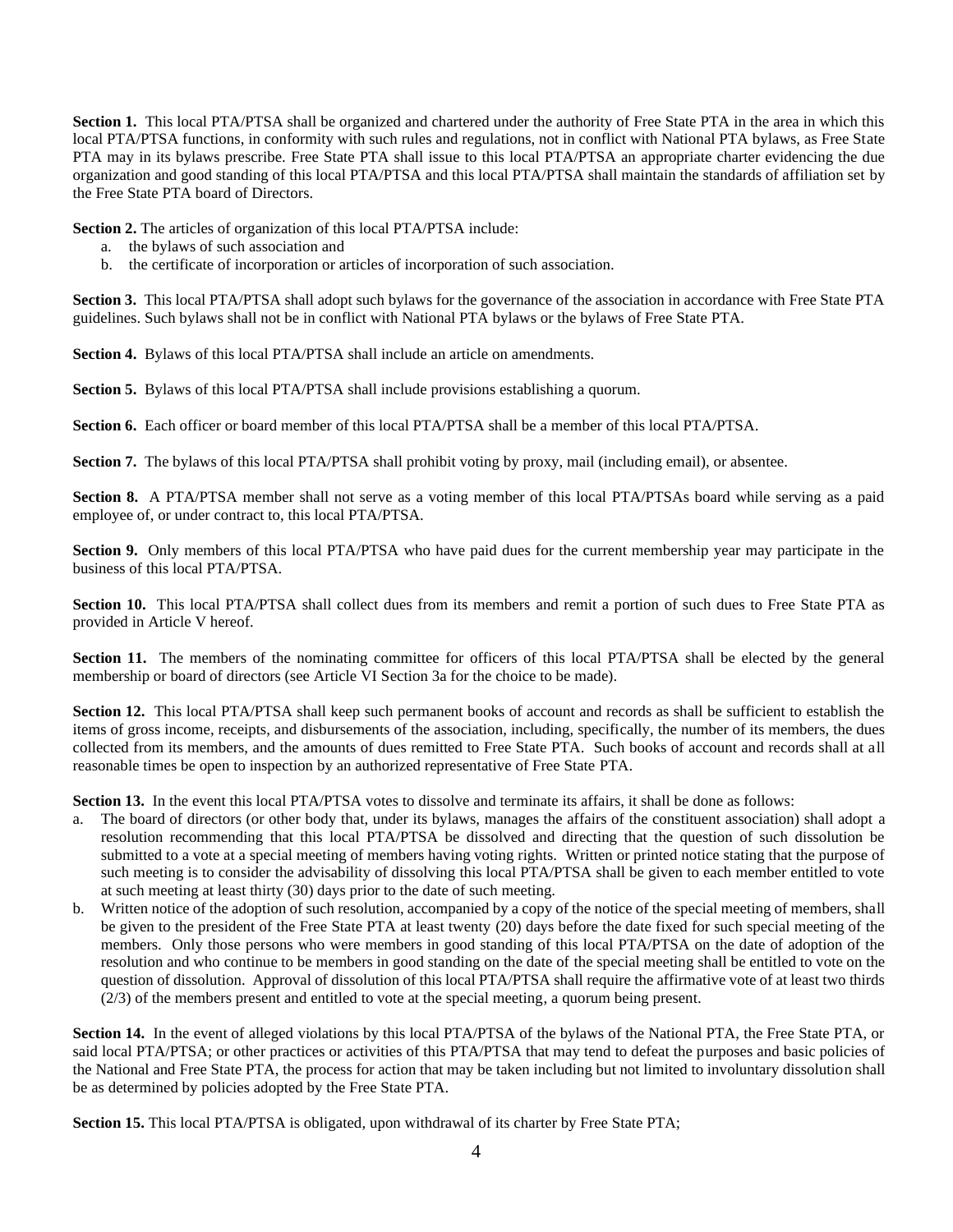**Section 1.** This local PTA/PTSA shall be organized and chartered under the authority of Free State PTA in the area in which this local PTA/PTSA functions, in conformity with such rules and regulations, not in conflict with National PTA bylaws, as Free State PTA may in its bylaws prescribe. Free State PTA shall issue to this local PTA/PTSA an appropriate charter evidencing the due organization and good standing of this local PTA/PTSA and this local PTA/PTSA shall maintain the standards of affiliation set by the Free State PTA board of Directors.

**Section 2.** The articles of organization of this local PTA/PTSA include:

a. the bylaws of such association and
b. the certificate of incorporation or articles of incorporation of such association.

**Section 3.** This local PTA/PTSA shall adopt such bylaws for the governance of the association in accordance with Free State PTA guidelines. Such bylaws shall not be in conflict with National PTA bylaws or the bylaws of Free State PTA.

**Section 4.** Bylaws of this local PTA/PTSA shall include an article on amendments.

**Section 5.** Bylaws of this local PTA/PTSA shall include provisions establishing a quorum.

**Section 6.** Each officer or board member of this local PTA/PTSA shall be a member of this local PTA/PTSA.

**Section 7.** The bylaws of this local PTA/PTSA shall prohibit voting by proxy, mail (including email), or absentee.

**Section 8.** A PTA/PTSA member shall not serve as a voting member of this local PTA/PTSAs board while serving as a paid employee of, or under contract to, this local PTA/PTSA.

**Section 9.** Only members of this local PTA/PTSA who have paid dues for the current membership year may participate in the business of this local PTA/PTSA.

**Section 10.** This local PTA/PTSA shall collect dues from its members and remit a portion of such dues to Free State PTA as provided in Article V hereof.

**Section 11.** The members of the nominating committee for officers of this local PTA/PTSA shall be elected by the general membership or board of directors (see Article VI Section 3a for the choice to be made).

**Section 12.** This local PTA/PTSA shall keep such permanent books of account and records as shall be sufficient to establish the items of gross income, receipts, and disbursements of the association, including, specifically, the number of its members, the dues collected from its members, and the amounts of dues remitted to Free State PTA. Such books of account and records shall at all reasonable times be open to inspection by an authorized representative of Free State PTA.

**Section 13.** In the event this local PTA/PTSA votes to dissolve and terminate its affairs, it shall be done as follows:

a. The board of directors (or other body that, under its bylaws, manages the affairs of the constituent association) shall adopt a resolution recommending that this local PTA/PTSA be dissolved and directing that the question of such dissolution be submitted to a vote at a special meeting of members having voting rights. Written or printed notice stating that the purpose of such meeting is to consider the advisability of dissolving this local PTA/PTSA shall be given to each member entitled to vote at such meeting at least thirty (30) days prior to the date of such meeting.
b. Written notice of the adoption of such resolution, accompanied by a copy of the notice of the special meeting of members, shall be given to the president of the Free State PTA at least twenty (20) days before the date fixed for such special meeting of the members. Only those persons who were members in good standing of this local PTA/PTSA on the date of adoption of the resolution and who continue to be members in good standing on the date of the special meeting shall be entitled to vote on the question of dissolution. Approval of dissolution of this local PTA/PTSA shall require the affirmative vote of at least two thirds (2/3) of the members present and entitled to vote at the special meeting, a quorum being present.

**Section 14.** In the event of alleged violations by this local PTA/PTSA of the bylaws of the National PTA, the Free State PTA, or said local PTA/PTSA; or other practices or activities of this PTA/PTSA that may tend to defeat the purposes and basic policies of the National and Free State PTA, the process for action that may be taken including but not limited to involuntary dissolution shall be as determined by policies adopted by the Free State PTA.

**Section 15.** This local PTA/PTSA is obligated, upon withdrawal of its charter by Free State PTA;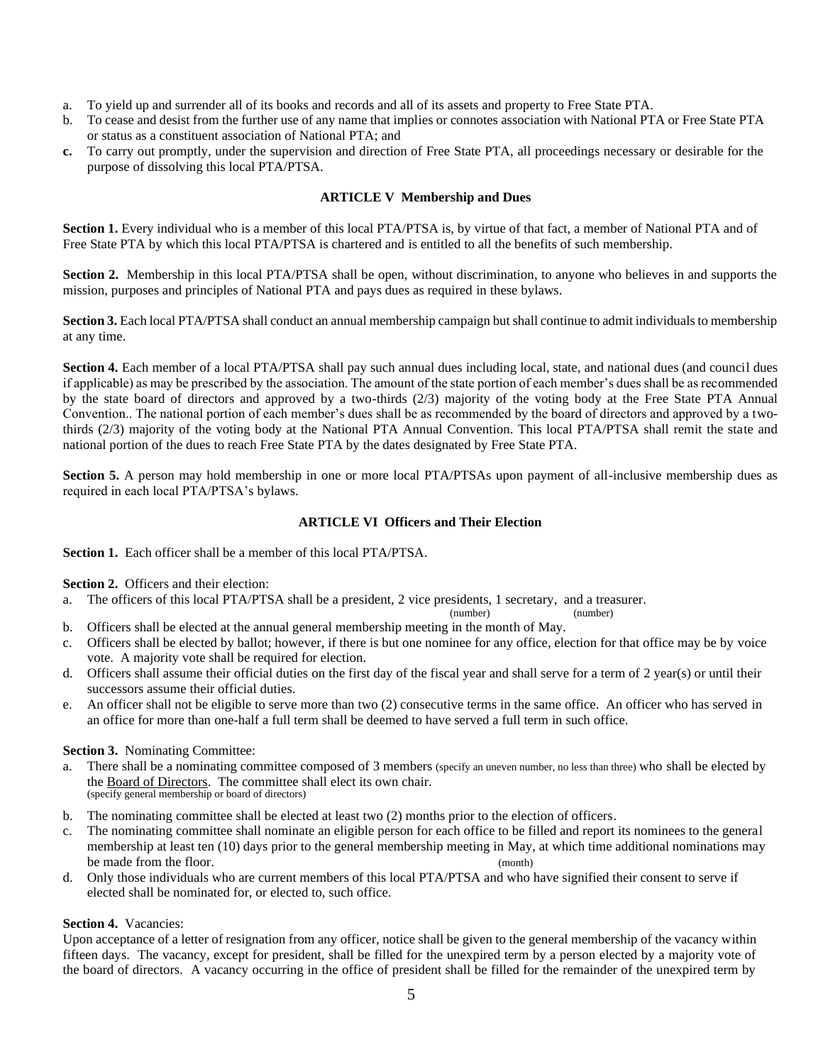a. To yield up and surrender all of its books and records and all of its assets and property to Free State PTA.
b. To cease and desist from the further use of any name that implies or connotes association with National PTA or Free State PTA or status as a constituent association of National PTA; and
**c.** To carry out promptly, under the supervision and direction of Free State PTA, all proceedings necessary or desirable for the purpose of dissolving this local PTA/PTSA.

## ARTICLE V Membership and Dues

**Section 1.** Every individual who is a member of this local PTA/PTSA is, by virtue of that fact, a member of National PTA and of Free State PTA by which this local PTA/PTSA is chartered and is entitled to all the benefits of such membership.

**Section 2.** Membership in this local PTA/PTSA shall be open, without discrimination, to anyone who believes in and supports the mission, purposes and principles of National PTA and pays dues as required in these bylaws.

**Section 3.** Each local PTA/PTSA shall conduct an annual membership campaign but shall continue to admit individuals to membership at any time.

**Section 4.** Each member of a local PTA/PTSA shall pay such annual dues including local, state, and national dues (and council dues if applicable) as may be prescribed by the association. The amount of the state portion of each member's dues shall be as recommended by the state board of directors and approved by a two-thirds (2/3) majority of the voting body at the Free State PTA Annual Convention.. The national portion of each member's dues shall be as recommended by the board of directors and approved by a two-thirds (2/3) majority of the voting body at the National PTA Annual Convention. This local PTA/PTSA shall remit the state and national portion of the dues to reach Free State PTA by the dates designated by Free State PTA.

**Section 5.** A person may hold membership in one or more local PTA/PTSAs upon payment of all-inclusive membership dues as required in each local PTA/PTSA's bylaws.

## ARTICLE VI Officers and Their Election

**Section 1.** Each officer shall be a member of this local PTA/PTSA.

**Section 2.** Officers and their election:

a. The officers of this local PTA/PTSA shall be a president, 2 vice presidents, 1 secretary, and a treasurer.
   (number) (number)
b. Officers shall be elected at the annual general membership meeting in the month of May.
c. Officers shall be elected by ballot; however, if there is but one nominee for any office, election for that office may be by voice vote. A majority vote shall be required for election.
d. Officers shall assume their official duties on the first day of the fiscal year and shall serve for a term of 2 year(s) or until their successors assume their official duties.
e. An officer shall not be eligible to serve more than two (2) consecutive terms in the same office. An officer who has served in an office for more than one-half a full term shall be deemed to have served a full term in such office.

**Section 3.** Nominating Committee:

a. There shall be a nominating committee composed of 3 members (specify an uneven number, no less than three) who shall be elected by the Board of Directors. The committee shall elect its own chair.
   (specify general membership or board of directors)
b. The nominating committee shall be elected at least two (2) months prior to the election of officers.
c. The nominating committee shall nominate an eligible person for each office to be filled and report its nominees to the general membership at least ten (10) days prior to the general membership meeting in May, at which time additional nominations may be made from the floor.
   (month)
d. Only those individuals who are current members of this local PTA/PTSA and who have signified their consent to serve if elected shall be nominated for, or elected to, such office.

**Section 4.** Vacancies:

Upon acceptance of a letter of resignation from any officer, notice shall be given to the general membership of the vacancy within fifteen days. The vacancy, except for president, shall be filled for the unexpired term by a person elected by a majority vote of the board of directors. A vacancy occurring in the office of president shall be filled for the remainder of the unexpired term by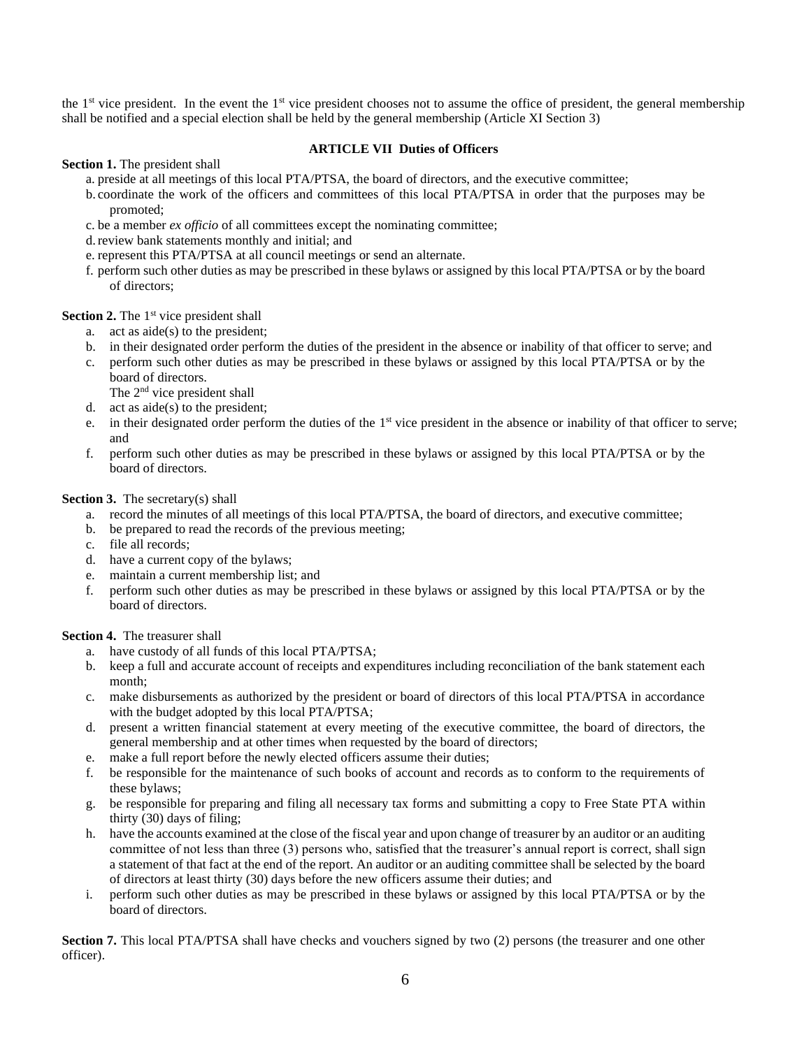the 1st vice president. In the event the 1st vice president chooses not to assume the office of president, the general membership shall be notified and a special election shall be held by the general membership (Article XI Section 3)

## ARTICLE VII Duties of Officers

**Section 1.** The president shall

a. preside at all meetings of this local PTA/PTSA, the board of directors, and the executive committee;
b. coordinate the work of the officers and committees of this local PTA/PTSA in order that the purposes may be promoted;
c. be a member *ex officio* of all committees except the nominating committee;
d. review bank statements monthly and initial; and
e. represent this PTA/PTSA at all council meetings or send an alternate.
f. perform such other duties as may be prescribed in these bylaws or assigned by this local PTA/PTSA or by the board of directors;

**Section 2.** The 1st vice president shall

a. act as aide(s) to the president;
b. in their designated order perform the duties of the president in the absence or inability of that officer to serve; and
c. perform such other duties as may be prescribed in these bylaws or assigned by this local PTA/PTSA or by the board of directors.

The 2nd vice president shall

d. act as aide(s) to the president;
e. in their designated order perform the duties of the 1st vice president in the absence or inability of that officer to serve; and
f. perform such other duties as may be prescribed in these bylaws or assigned by this local PTA/PTSA or by the board of directors.

**Section 3.** The secretary(s) shall

a. record the minutes of all meetings of this local PTA/PTSA, the board of directors, and executive committee;
b. be prepared to read the records of the previous meeting;
c. file all records;
d. have a current copy of the bylaws;
e. maintain a current membership list; and
f. perform such other duties as may be prescribed in these bylaws or assigned by this local PTA/PTSA or by the board of directors.

**Section 4.** The treasurer shall

a. have custody of all funds of this local PTA/PTSA;
b. keep a full and accurate account of receipts and expenditures including reconciliation of the bank statement each month;
c. make disbursements as authorized by the president or board of directors of this local PTA/PTSA in accordance with the budget adopted by this local PTA/PTSA;
d. present a written financial statement at every meeting of the executive committee, the board of directors, the general membership and at other times when requested by the board of directors;
e. make a full report before the newly elected officers assume their duties;
f. be responsible for the maintenance of such books of account and records as to conform to the requirements of these bylaws;
g. be responsible for preparing and filing all necessary tax forms and submitting a copy to Free State PTA within thirty (30) days of filing;
h. have the accounts examined at the close of the fiscal year and upon change of treasurer by an auditor or an auditing committee of not less than three (3) persons who, satisfied that the treasurer's annual report is correct, shall sign a statement of that fact at the end of the report. An auditor or an auditing committee shall be selected by the board of directors at least thirty (30) days before the new officers assume their duties; and
i. perform such other duties as may be prescribed in these bylaws or assigned by this local PTA/PTSA or by the board of directors.

**Section 7.** This local PTA/PTSA shall have checks and vouchers signed by two (2) persons (the treasurer and one other officer).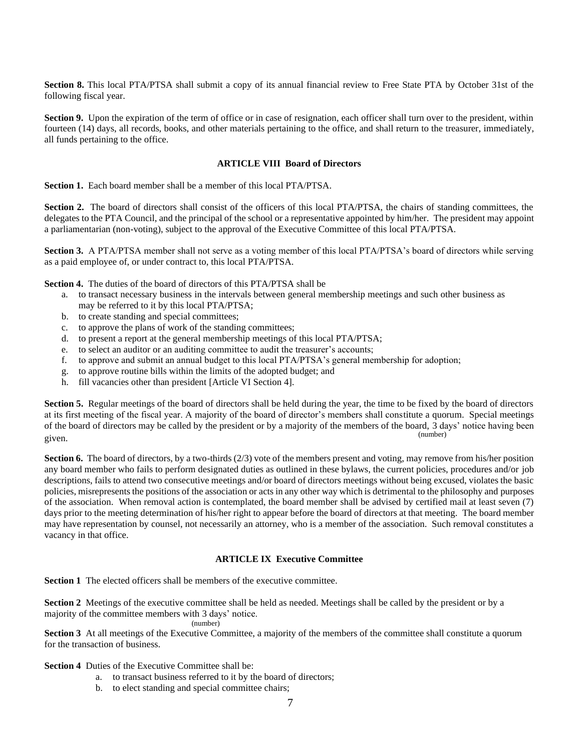**Section 8.** This local PTA/PTSA shall submit a copy of its annual financial review to Free State PTA by October 31st of the following fiscal year.

**Section 9.** Upon the expiration of the term of office or in case of resignation, each officer shall turn over to the president, within fourteen (14) days, all records, books, and other materials pertaining to the office, and shall return to the treasurer, immediately, all funds pertaining to the office.

## ARTICLE VIII Board of Directors

**Section 1.** Each board member shall be a member of this local PTA/PTSA.

**Section 2.** The board of directors shall consist of the officers of this local PTA/PTSA, the chairs of standing committees, the delegates to the PTA Council, and the principal of the school or a representative appointed by him/her. The president may appoint a parliamentarian (non-voting), subject to the approval of the Executive Committee of this local PTA/PTSA.

**Section 3.** A PTA/PTSA member shall not serve as a voting member of this local PTA/PTSA's board of directors while serving as a paid employee of, or under contract to, this local PTA/PTSA.

**Section 4.** The duties of the board of directors of this PTA/PTSA shall be

a. to transact necessary business in the intervals between general membership meetings and such other business as may be referred to it by this local PTA/PTSA;
b. to create standing and special committees;
c. to approve the plans of work of the standing committees;
d. to present a report at the general membership meetings of this local PTA/PTSA;
e. to select an auditor or an auditing committee to audit the treasurer's accounts;
f. to approve and submit an annual budget to this local PTA/PTSA's general membership for adoption;
g. to approve routine bills within the limits of the adopted budget; and
h. fill vacancies other than president [Article VI Section 4].

**Section 5.** Regular meetings of the board of directors shall be held during the year, the time to be fixed by the board of directors at its first meeting of the fiscal year. A majority of the board of director's members shall constitute a quorum. Special meetings of the board of directors may be called by the president or by a majority of the members of the board, 3 (number) days' notice having been given.

**Section 6.** The board of directors, by a two-thirds (2/3) vote of the members present and voting, may remove from his/her position any board member who fails to perform designated duties as outlined in these bylaws, the current policies, procedures and/or job descriptions, fails to attend two consecutive meetings and/or board of directors meetings without being excused, violates the basic policies, misrepresents the positions of the association or acts in any other way which is detrimental to the philosophy and purposes of the association. When removal action is contemplated, the board member shall be advised by certified mail at least seven (7) days prior to the meeting determination of his/her right to appear before the board of directors at that meeting. The board member may have representation by counsel, not necessarily an attorney, who is a member of the association. Such removal constitutes a vacancy in that office.

## ARTICLE IX Executive Committee

**Section 1** The elected officers shall be members of the executive committee.

**Section 2** Meetings of the executive committee shall be held as needed. Meetings shall be called by the president or by a majority of the committee members with 3 (number) days' notice.

**Section 3** At all meetings of the Executive Committee, a majority of the members of the committee shall constitute a quorum for the transaction of business.

**Section 4** Duties of the Executive Committee shall be:

a. to transact business referred to it by the board of directors;
b. to elect standing and special committee chairs;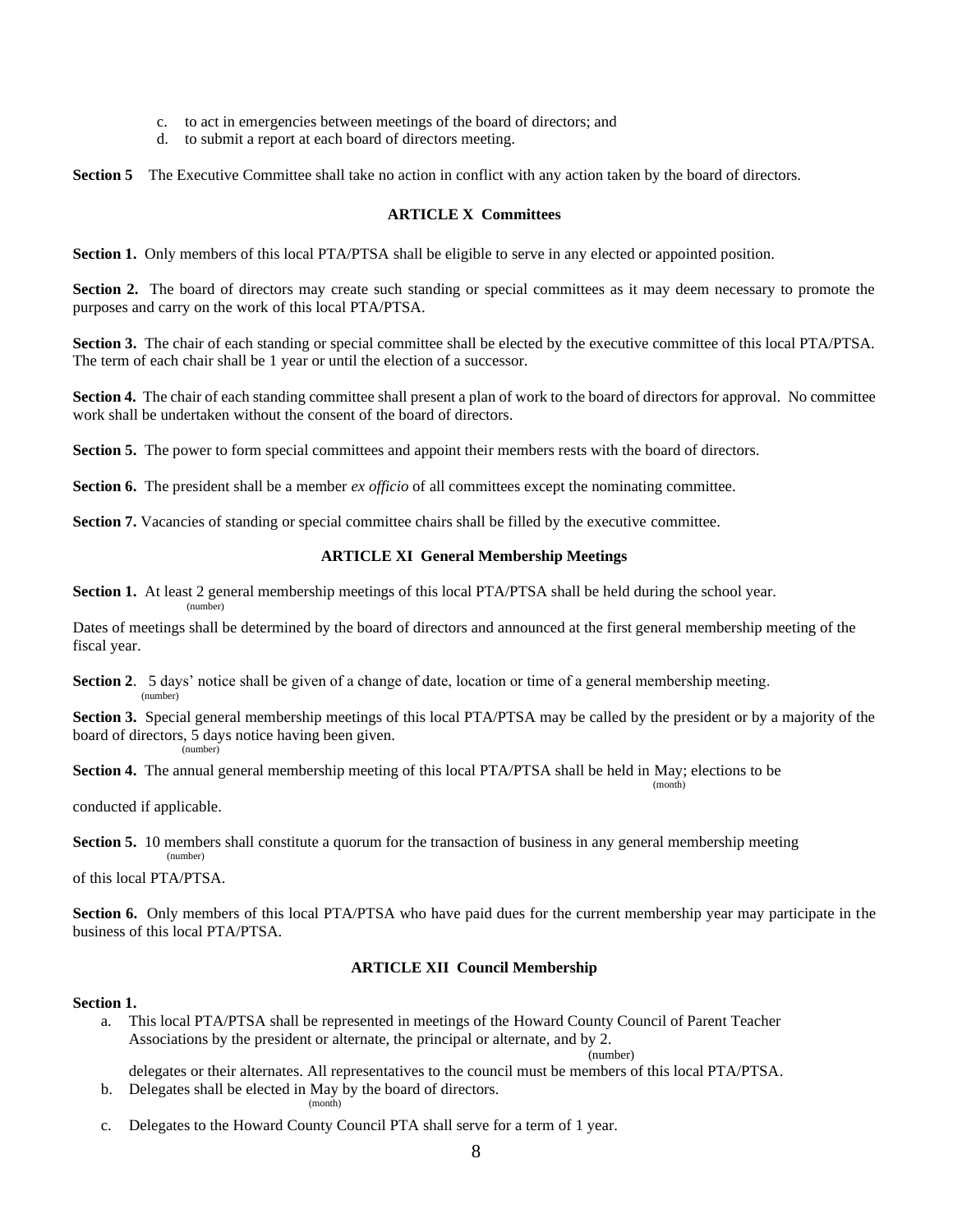c. to act in emergencies between meetings of the board of directors; and
d. to submit a report at each board of directors meeting.

**Section 5** The Executive Committee shall take no action in conflict with any action taken by the board of directors.

### ARTICLE X Committees

**Section 1.** Only members of this local PTA/PTSA shall be eligible to serve in any elected or appointed position.

**Section 2.** The board of directors may create such standing or special committees as it may deem necessary to promote the purposes and carry on the work of this local PTA/PTSA.

**Section 3.** The chair of each standing or special committee shall be elected by the executive committee of this local PTA/PTSA. The term of each chair shall be 1 year or until the election of a successor.

**Section 4.** The chair of each standing committee shall present a plan of work to the board of directors for approval. No committee work shall be undertaken without the consent of the board of directors.

**Section 5.** The power to form special committees and appoint their members rests with the board of directors.

**Section 6.** The president shall be a member *ex officio* of all committees except the nominating committee.

**Section 7.** Vacancies of standing or special committee chairs shall be filled by the executive committee.

### ARTICLE XI General Membership Meetings

**Section 1.** At least 2 (number) general membership meetings of this local PTA/PTSA shall be held during the school year.

Dates of meetings shall be determined by the board of directors and announced at the first general membership meeting of the fiscal year.

**Section 2**. 5 (number) days' notice shall be given of a change of date, location or time of a general membership meeting.

**Section 3.** Special general membership meetings of this local PTA/PTSA may be called by the president or by a majority of the board of directors, 5 (number) days notice having been given.

**Section 4.** The annual general membership meeting of this local PTA/PTSA shall be held in May (month); elections to be conducted if applicable.

**Section 5.** 10 (number) members shall constitute a quorum for the transaction of business in any general membership meeting of this local PTA/PTSA.

**Section 6.** Only members of this local PTA/PTSA who have paid dues for the current membership year may participate in the business of this local PTA/PTSA.

### ARTICLE XII Council Membership

**Section 1.**

a. This local PTA/PTSA shall be represented in meetings of the Howard County Council of Parent Teacher Associations by the president or alternate, the principal or alternate, and by 2 (number). delegates or their alternates. All representatives to the council must be members of this local PTA/PTSA.
b. Delegates shall be elected in May (month) by the board of directors.
c. Delegates to the Howard County Council PTA shall serve for a term of 1 year.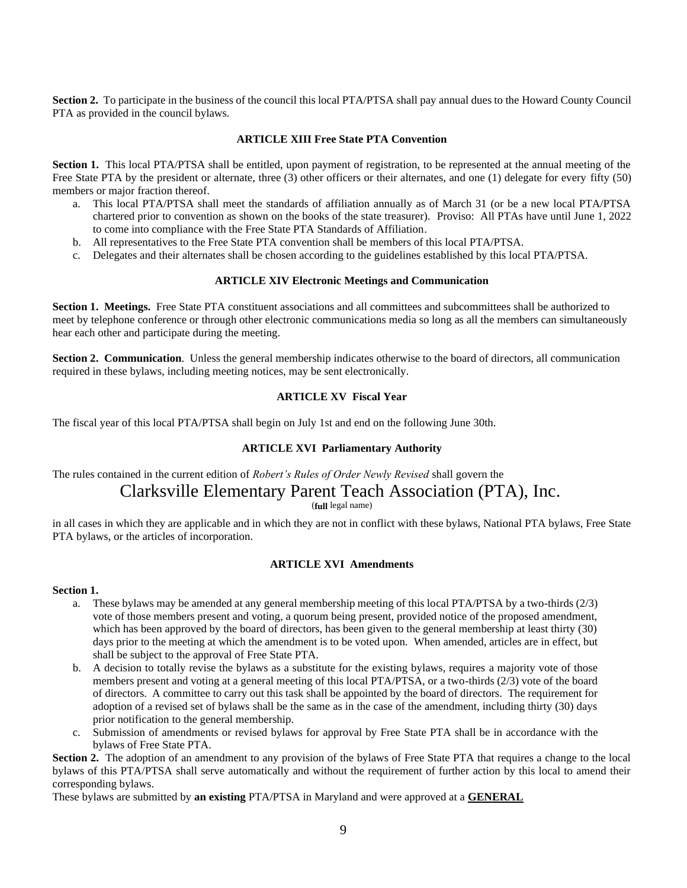**Section 2.** To participate in the business of the council this local PTA/PTSA shall pay annual dues to the Howard County Council PTA as provided in the council bylaws.

### ARTICLE XIII Free State PTA Convention

**Section 1.** This local PTA/PTSA shall be entitled, upon payment of registration, to be represented at the annual meeting of the Free State PTA by the president or alternate, three (3) other officers or their alternates, and one (1) delegate for every fifty (50) members or major fraction thereof.

a. This local PTA/PTSA shall meet the standards of affiliation annually as of March 31 (or be a new local PTA/PTSA chartered prior to convention as shown on the books of the state treasurer). Proviso: All PTAs have until June 1, 2022 to come into compliance with the Free State PTA Standards of Affiliation.
b. All representatives to the Free State PTA convention shall be members of this local PTA/PTSA.
c. Delegates and their alternates shall be chosen according to the guidelines established by this local PTA/PTSA.

### ARTICLE XIV Electronic Meetings and Communication

**Section 1. Meetings.** Free State PTA constituent associations and all committees and subcommittees shall be authorized to meet by telephone conference or through other electronic communications media so long as all the members can simultaneously hear each other and participate during the meeting.

**Section 2. Communication**. Unless the general membership indicates otherwise to the board of directors, all communication required in these bylaws, including meeting notices, may be sent electronically.

### ARTICLE XV Fiscal Year

The fiscal year of this local PTA/PTSA shall begin on July 1st and end on the following June 30th.

### ARTICLE XVI Parliamentary Authority

The rules contained in the current edition of *Robert's Rules of Order Newly Revised* shall govern the

Clarksville Elementary Parent Teach Association (PTA), Inc.
(**full** legal name)

in all cases in which they are applicable and in which they are not in conflict with these bylaws, National PTA bylaws, Free State PTA bylaws, or the articles of incorporation.

### ARTICLE XVI Amendments

**Section 1.**

a. These bylaws may be amended at any general membership meeting of this local PTA/PTSA by a two-thirds (2/3) vote of those members present and voting, a quorum being present, provided notice of the proposed amendment, which has been approved by the board of directors, has been given to the general membership at least thirty (30) days prior to the meeting at which the amendment is to be voted upon. When amended, articles are in effect, but shall be subject to the approval of Free State PTA.
b. A decision to totally revise the bylaws as a substitute for the existing bylaws, requires a majority vote of those members present and voting at a general meeting of this local PTA/PTSA, or a two-thirds (2/3) vote of the board of directors. A committee to carry out this task shall be appointed by the board of directors. The requirement for adoption of a revised set of bylaws shall be the same as in the case of the amendment, including thirty (30) days prior notification to the general membership.
c. Submission of amendments or revised bylaws for approval by Free State PTA shall be in accordance with the bylaws of Free State PTA.

**Section 2.** The adoption of an amendment to any provision of the bylaws of Free State PTA that requires a change to the local bylaws of this PTA/PTSA shall serve automatically and without the requirement of further action by this local to amend their corresponding bylaws.

These bylaws are submitted by **an existing** PTA/PTSA in Maryland and were approved at a **GENERAL**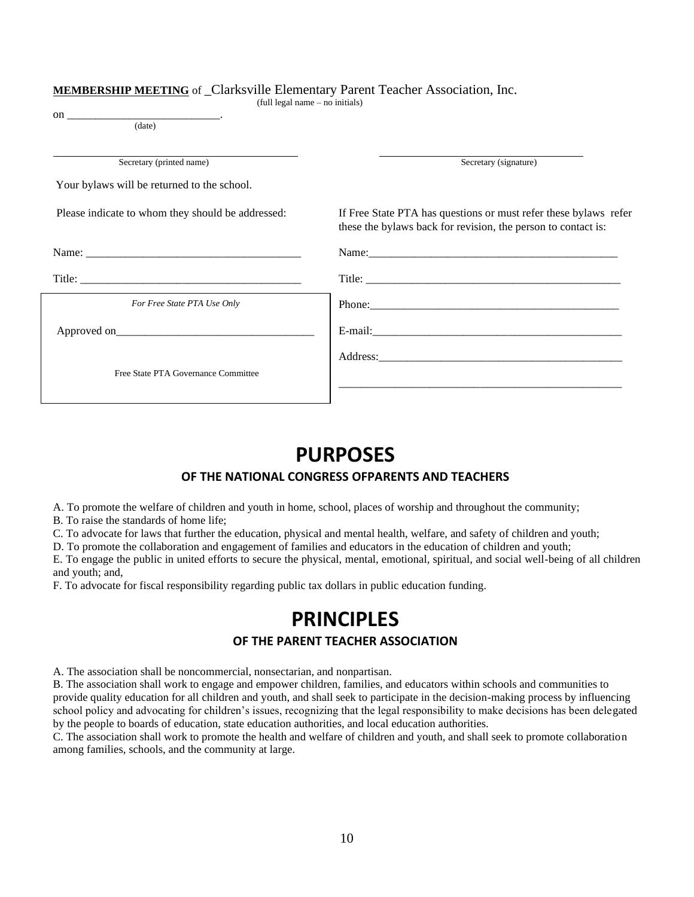**MEMBERSHIP MEETING** of _Clarksville Elementary Parent Teacher Association, Inc.
(full legal name – no initials)

on ___________________________.
(date)

_______________________________ Secretary (printed name)

_______________________________ Secretary (signature)

Your bylaws will be returned to the school.

Please indicate to whom they should be addressed:

Name: ______________________________________

Title: ______________________________________

*For Free State PTA Use Only*

Approved on___________________________________

Free State PTA Governance Committee

If Free State PTA has questions or must refer these bylaws refer these the bylaws back for revision, the person to contact is:

Name:____________________________________________

Title: ____________________________________________

Phone:____________________________________________

E-mail:____________________________________________

Address:___________________________________________

__________________________________________________

# PURPOSES

## OF THE NATIONAL CONGRESS OFPARENTS AND TEACHERS

A. To promote the welfare of children and youth in home, school, places of worship and throughout the community;
B. To raise the standards of home life;
C. To advocate for laws that further the education, physical and mental health, welfare, and safety of children and youth;
D. To promote the collaboration and engagement of families and educators in the education of children and youth;
E. To engage the public in united efforts to secure the physical, mental, emotional, spiritual, and social well-being of all children and youth; and,
F. To advocate for fiscal responsibility regarding public tax dollars in public education funding.

# PRINCIPLES

## OF THE PARENT TEACHER ASSOCIATION

A. The association shall be noncommercial, nonsectarian, and nonpartisan.
B. The association shall work to engage and empower children, families, and educators within schools and communities to provide quality education for all children and youth, and shall seek to participate in the decision-making process by influencing school policy and advocating for children's issues, recognizing that the legal responsibility to make decisions has been delegated by the people to boards of education, state education authorities, and local education authorities.
C. The association shall work to promote the health and welfare of children and youth, and shall seek to promote collaboration among families, schools, and the community at large.